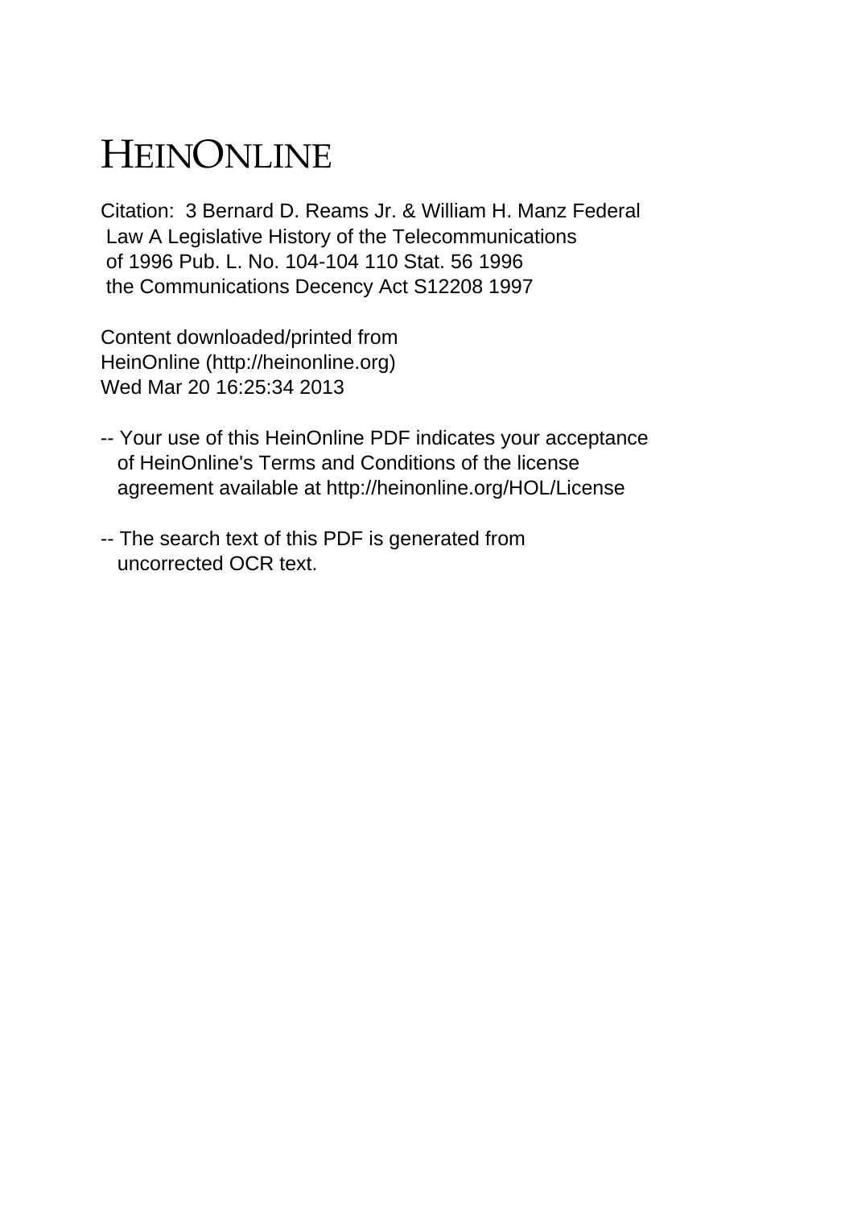# HEINONLINE

Citation: 3 Bernard D. Reams Jr. & William H. Manz Federal Law A Legislative History of the Telecommunications of 1996 Pub. L. No. 104-104 110 Stat. 56 1996 the Communications Decency Act S12208 1997

Content downloaded/printed from HeinOnline (http://heinonline.org) Wed Mar 20 16:25:34 2013

-- Your use of this HeinOnline PDF indicates your acceptance of HeinOnline's Terms and Conditions of the license agreement available at http://heinonline.org/HOL/License

-- The search text of this PDF is generated from uncorrected OCR text.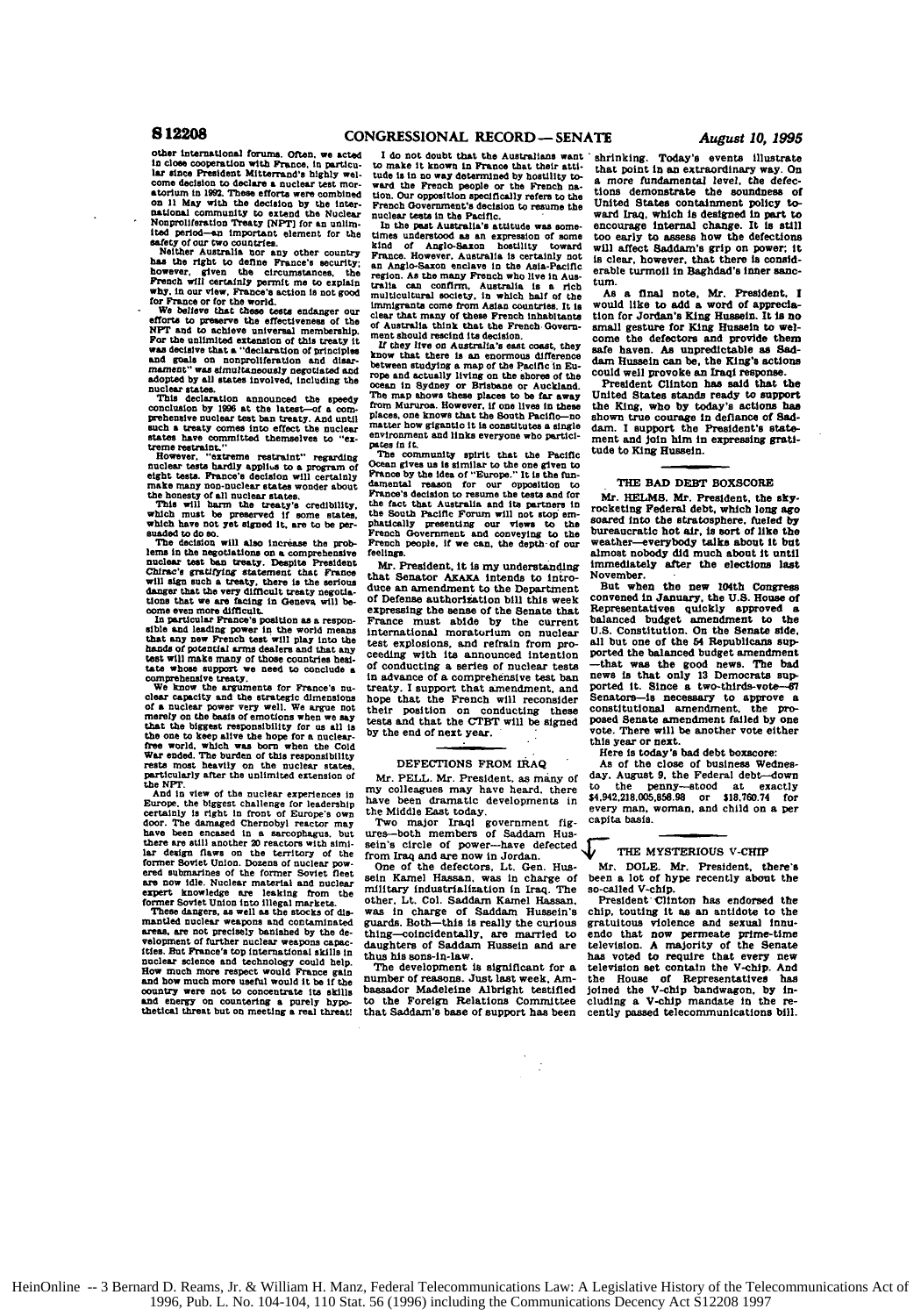other international forums. Often, we acted in close cooperation with France, in particular since President Mitterrand's highly welcome decision to declare a nuclear test moratorium in 1992. These efforts were combined on 11 May with the decision by the international community to extend the Nuclear Nonproliferation Treaty [NPT] for an unlimited period—an important element for the safety of our two countries.

Neither Australia nor any other country has the right to define France's security; however, given the circumstances, the French will certainly permit me to explain why, in our view, France's action is not good for France or for the world.

We believe that these tests endanger our efforts to preserve the effectiveness of the NPT and to achieve universal membership. For the unlimited extension of this treaty it was decisive that a "declaration of principles and goals on nonproliferation and disarmament" was simultaneously negotiated and adopted by all states involved, including the nuclear states.

This declaration announced the speedy conclusion by 1996 at the latest—of a comprehensive nuclear test ban treaty. And until such a treaty comes into effect the nuclear states have committed themselves to "extreme restraint."

However, "extreme restraint" regarding nuclear tests hardly applies to a program of eight tests. France's decision will certainly make many non-nuclear states wonder about the honesty of all nuclear states.

This will harm the treaty's credibility, which must be preserved if some states, which have not yet signed it, are to be persuaded to do so.

The decision will also increase the problems in the negotiations on a comprehensive nuclear test ban treaty. Despite President Chirac's gratifying statement that France will sign such a treaty, there is the serious danger that the very difficult treaty negotiations that we are facing in Geneva will become even more difficult.

In particular France's position as a responsible and leading power in the world means that any new French test will play into the hands of potential arms dealers and that any test will make many of those countries hesitate whose support we need to conclude a comprehensive treaty.

We know the arguments for France's nuclear capacity and the strategic dimensions of a nuclear power very well. We argue not merely on the basis of emotions when we say that the biggest responsibility for us all is the one to keep alive the hope for a nuclear-free world, which was born when the Cold War ended. The burden of this responsibility rests most heavily on the nuclear states, particularly after the unlimited extension of the NPT.

And in view of the nuclear experiences in Europe, the biggest challenge for leadership certainly is right in front of Europe's own door. The damaged Chernobyl reactor may have been encased in a sarcophagus, but there are still another 20 reactors with similar design flaws on the territory of the former Soviet Union. Dozens of nuclear powered submarines of the former Soviet fleet are now idle. Nuclear material and nuclear expert knowledge are leaking from the former Soviet Union into illegal markets.

These dangers, as well as the stocks of dismantled nuclear weapons and contaminated areas, are not precisely banished by the development of further nuclear weapons capacities. But France's top international skills in nuclear science and technology could help. How much more respect would France gain and how much more useful would it be if the country were not to concentrate its skills and energy on countering a purely hypothetical threat but on meeting a real threat!

I do not doubt that the Australians want to make it known in France that their attitude is in no way determined by hostility toward the French people or the French nation. Our opposition specifically refers to the French Government's decision to resume the nuclear tests in the Pacific.

In the past Australia's attitude was sometimes understood as an expression of some kind of Anglo-Saxon hostility toward France. However, Australia is certainly not an Anglo-Saxon enclave in the Asia-Pacific region. As the many French who live in Australia can confirm, Australia is a rich multicultural society, in which half of the immigrants come from Asian countries. It is clear that many of these French inhabitants of Australia think that the French Government should rescind its decision.

If they live on Australia's east coast, they know that there is an enormous difference between studying a map of the Pacific in Europe and actually living on the shores of the ocean in Sydney or Brisbane or Auckland. The map shows these places to be far away from Mururoa. However, if one lives in these places, one knows that the South Pacific—no matter how gigantic it is constitutes a single environment and links everyone who participates in it.

The community spirit that the Pacific Ocean gives us is similar to the one given to France by the idea of "Europe." It is the fundamental reason for our opposition to France's decision to resume the tests and for the fact that Australia and its partners in the South Pacific Forum will not stop emphatically presenting our views to the French Government and conveying to the French people, if we can, the depth of our feelings.

Mr. President, it is my understanding that Senator AKAKA intends to introduce an amendment to the Department of Defense authorization bill this week expressing the sense of the Senate that France must abide by the current international moratorium on nuclear test explosions, and refrain from proceeding with its announced intention of conducting a series of nuclear tests in advance of a comprehensive test ban treaty. I support that amendment, and hope that the French will reconsider their position on conducting these tests and that the CTBT will be signed by the end of next year.

## DEFECTIONS FROM IRAQ

Mr. PELL. Mr. President, as many of my colleagues may have heard, there have been dramatic developments in the Middle East today.

Two major Iraqi government figures—both members of Saddam Hussein's circle of power—have defected from Iraq and are now in Jordan.

One of the defectors, Lt. Gen. Hussein Kamel Hassan, was in charge of military industrialization in Iraq. The other, Lt. Col. Saddam Kamel Hassan, was in charge of Saddam Hussein's guards. Both—this is really the curious thing—coincidentally, are married to daughters of Saddam Hussein and are thus his sons-in-law.

The development is significant for a number of reasons. Just last week, Ambassador Madeleine Albright testified to the Foreign Relations Committee that Saddam's base of support has been shrinking. Today's events illustrate that point in an extraordinary way. On a more fundamental level, the defections demonstrate the soundness of United States containment policy toward Iraq, which is designed in part to encourage internal change. It is still too early to assess how the defections will affect Saddam's grip on power; it is clear, however, that there is considerable turmoil in Baghdad's inner sanctum.

As a final note, Mr. President, I would like to add a word of appreciation for Jordan's King Hussein. It is no small gesture for King Hussein to welcome the defectors and provide them safe haven. As unpredictable as Saddam Hussein can be, the King's actions could well provoke an Iraqi response.

President Clinton has said that the United States stands ready to support the King, who by today's actions has shown true courage in defiance of Saddam. I support the President's statement and join him in expressing gratitude to King Hussein.

## THE BAD DEBT BOXSCORE

Mr. HELMS. Mr. President, the skyrocketing Federal debt, which long ago soared into the stratosphere, fueled by bureaucratic hot air, is sort of like the weather—everybody talks about it but almost nobody did much about it until immediately after the elections last November.

But when the new 104th Congress convened in January, the U.S. House of Representatives quickly approved a balanced budget amendment to the U.S. Constitution. On the Senate side, all but one of the 54 Republicans supported the balanced budget amendment—that was the good news. The bad news is that only 13 Democrats supported it. Since a two-thirds-vote—67 Senators—is necessary to approve a constitutional amendment, the proposed Senate amendment failed by one vote. There will be another vote either this year or next.

Here is today's bad debt boxscore:

As of the close of business Wednesday, August 9, the Federal debt—down to the penny—stood at exactly $4,942,218,005,856.98 or $18,760.74 for every man, woman, and child on a per capita basis.

## THE MYSTERIOUS V-CHIP

Mr. DOLE. Mr. President, there's been a lot of hype recently about the so-called V-chip.

President Clinton has endorsed the chip, touting it as an antidote to the gratuitous violence and sexual innuendo that now permeate prime-time television. A majority of the Senate has voted to require that every new television set contain the V-chip. And the House of Representatives has joined the V-chip bandwagon, by including a V-chip mandate in the recently passed telecommunications bill.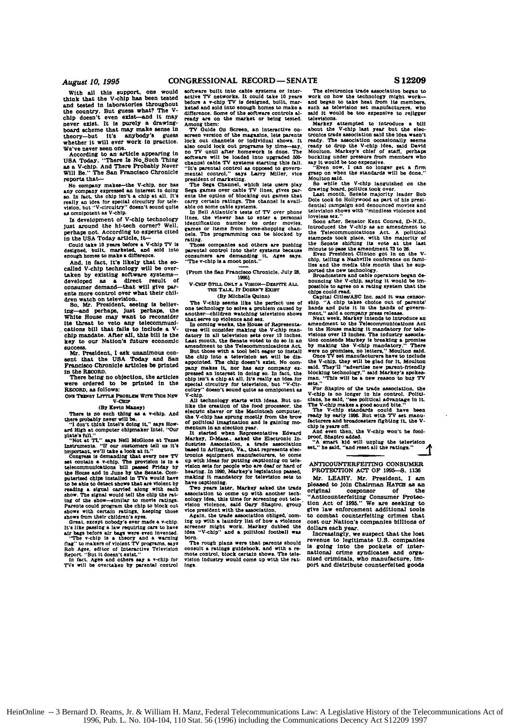With all this support, one would think that the V-chip has been tested and tested in laboratories throughout the country. But guess what? The V-chip doesn't even exist—and it may never exist. It is purely a drawing-board scheme that may make sense in theory—but it's anybody's guess whether it will ever work in practice. We've never seen one.

According to an article appearing in USA Today, "There Is No Such Thing as a V-chip. And There Probably Never Will Be." The San Francisco Chronicle reports that—

No company makes—the V-chip, nor has any company expressed an interest in doing so. In fact, the chip isn't a chip at all. It's really an idea for special circuitry for television, but "V-circuitry" doesn't sound quite as omnipotent as V-chip.

Is development of V-chip technology just around the hi-tech corner? Well, perhaps not. According to experts cited in the USA Today article, it—

Could take 10 years before a V-chip TV is designed, built, marketed, and sold into enough homes to make a difference.

And, in fact, it's likely that the so-called V-chip technology will be overtaken by existing software systems—developed as a direct result of consumer demand—that will give parents more control over what their children watch on television.

So, Mr. President, seeing is believing—and perhaps, just perhaps, the White House may want to reconsider its threat to veto any telecommunications bill that fails to include a V-chip mandate. After all, this bill is the key to our Nation's future economic success.

Mr. President, I ask unanimous consent that the USA Today and San Francisco Chronicle articles be printed in the RECORD.

There being no objection, the articles were ordered to be printed in the RECORD, as follows:

### ONE TEENSY LITTLE PROBLEM WITH THIS NEW V-CHIP

(By Kevin Maney)

There is no such thing as a v-chip. And there probably never will be.

"I don't think Intel's doing it," says Howard High at computer chipmaker Intel. "Our plate's full."

"Not at TI," says Neil McGlone at Texas Instruments. "If our customers tell us it's important, we'll take a look at it."

Congress is demanding that every new TV set contain a v-chip. The provision is in a telecommunications bill passed Friday by the House and in June by the Senate. Computerized chips installed in TVs would have to be able to detect shows that are violent by reading a signal carried along with each show. The signal would tell the chip the rating of the show—similar to movie ratings. Parents could program the chip to block out shows with certain ratings, keeping those shows from their children's eyes.

Great, except nobody's ever made a v-chip. It's like passing a law requiring cars to have air bags before air bags were even invented.

"The v-chip is a theory and a warning flag" to makers of violent TV programs, says Rob Agee, editor of Interactive Television Report. "But it doesn't exist."

In fact, Agee and others say a v-chip for TVs will be overtaken by parental control software built into cable systems or interactive TV networks. It could take 10 years before a v-chip TV is designed, built, marketed and sold into enough homes to make a difference. Some of the software controls already are on the market or being tested. Among them:

TV Guide On Screen, an interactive on-screen version of the magazine, lets parents lock out channels or individual shows. It also could lock out programs by time—say, no TV until after homework is done. The software will be loaded into upgraded 500-channel cable TV systems starting this fall. "It's parental control as opposed to governmental control," says Larry Miller, vice president of marketing.

The Sega Channel, which lets users play Sega games over cable TV lines, gives parents the option of blocking out games that carry certain ratings. The channel is available on some cable systems.

In Bell Atlantic's tests of TV over phone lines, the viewer has to enter a personal identification number to order movies, games or items from home-shopping channels. The programming can be blocked by rating.

Those companies and others are pushing parental control into their systems because consumers are demanding it, Agee says. "The v-chip is a moot point."

[From the San Francisco Chronicle, July 28, 1995]

### V-CHIP STILL ONLY A VISION—DESPITE ALL THE TALK, IT DOESN'T EXIST

(By Michelle Quinn)

The V-chip seems like the perfect use of one technology to solve a problem caused by another—children watching television shows that serve up violence and sex.

In coming weeks, the House of Representatives will consider making the V-chip mandatory in all television sets over 13 inches. Last month, the Senate voted to do so in an amendment to the Telecommunications Act.

But those with a tool belt eager to install the chip into a television set will be disappointed. The chip doesn't exist. No company makes it, nor has any company expressed an interest in doing so. In fact, the chip isn't a chip at all. It's really an idea for special circuitry for television, but "V-circuitry" doesn't sound quite as omnipotent as V-chip.

All technology starts with ideas. But unlike the creation of the food processor, the electric shaver or the Macintosh computer, the V-chip has sprung mostly from the brow of political imagination and is gaining momentum in an election year.

It started when Representative Edward Markey, D-Mass., asked the Electronic Industries Association, a trade association based in Arlington, Va., that represents electronics equipment manufacturers, to come up with ideas for putting captioning on television sets for people who are deaf or hard of hearing. In 1990, Markey's legislation passed, making it mandatory for television sets to have captioning.

Two years later, Markey asked the trade association to come up with another technology idea, this time for screening out television violence, said Gary Shapiro, group vice president with the association.

Again, the trade association obliged, coming up with a laundry list of how a violence screener might work. Markey dubbed the idea "V-chip" and a political football was born.

The rough plans were that parents should consult a ratings guidebook, and with a remote control, block certain shows. The television industry would come up with the ratings.

The electronics trade association began to work on how the technology might work—and began to take heat from its members, such as television set manufacturers, who said it would be too expensive to rejigger televisions.

Markey attempted to introduce a bill about the V-chip last year but the electronics trade association said the idea wasn't ready. The association occasionally seems ready to drop the V-chip idea, said David Moulton, Markey's chief of staff, perhaps buckling under pressure from members who say it would be too expensive.

"Even now, I can no longer get a firm grasp on when the standards will be done," Moulton said.

So while the V-chip languished on the drawing board, politics took over.

Last month, Senate majority leader Bob Dole took on Hollywood as part of his presidential campaign and denounced movies and television shows with "mindless violence and loveless sex."

Soon after, Senator Kent Conrad, D-N.D., introduced the V-chip as an amendment to the Telecommunications Act. A political stampede took place, with the majority of the Senate shifting its vote at the last minute to pass the amendment 73 to 26.

Even President Clinton got in on the V-chip, telling a Nashville conference on families and the media this month that he supported the new technology.

Broadcasters and cable operators began denouncing the V-chip, saying it would be impossible to agree on a rating system that the chips could read.

Capital Cities/ABC Inc. said it was censorship. "A chip takes choice out of parents' hands and puts it in the hands of government," said a company press release.

Next week, Markey intends to introduce an amendment to the Telecommunications Act in the House making it mandatory for televisions over 13 inches. The industry association contends Markey is breaking a promise by making the V-chip mandatory. "There were no promises, no letters," Moulton said.

Once TV set manufacturers have to include the V-chip, they will be glad for it, Moulton said. They'll "advertise new parent-friendly blocking technology," said Markey's spokesman. "This will be a new reason to buy TV sets."

For Shapiro of the trade association, the V-chip is no longer in his control. Politicians, he said, "see political advantage in it. The V-chip makes a good sound bite."

The V-chip standards could have been ready by early 1996. But with TV set manufacturers and broadcasters fighting it, the V-chip is years off.

And even then, the V-chip won't be foolproof, Shapiro added.

"A smart kid will unplug the television set," he said, "and reset all the ratings."

## ANTICOUNTERFEITING CONSUMER PROTECTION ACT OF 1995—S. 1136

Mr. LEAHY. Mr. President, I am pleased to join Chairman HATCH as an original cosponsor of the "Anticounterfeiting Consumer Protection Act of 1995." We are seeking to give law enforcement additional tools to combat counterfeiting crimes that cost our Nation's companies billions of dollars each year.

Increasingly, we suspect that the lost revenue to legitimate U.S. companies is going into the pockets of international crime syndicates and organized criminals, who manufacture, import and distribute counterfeited goods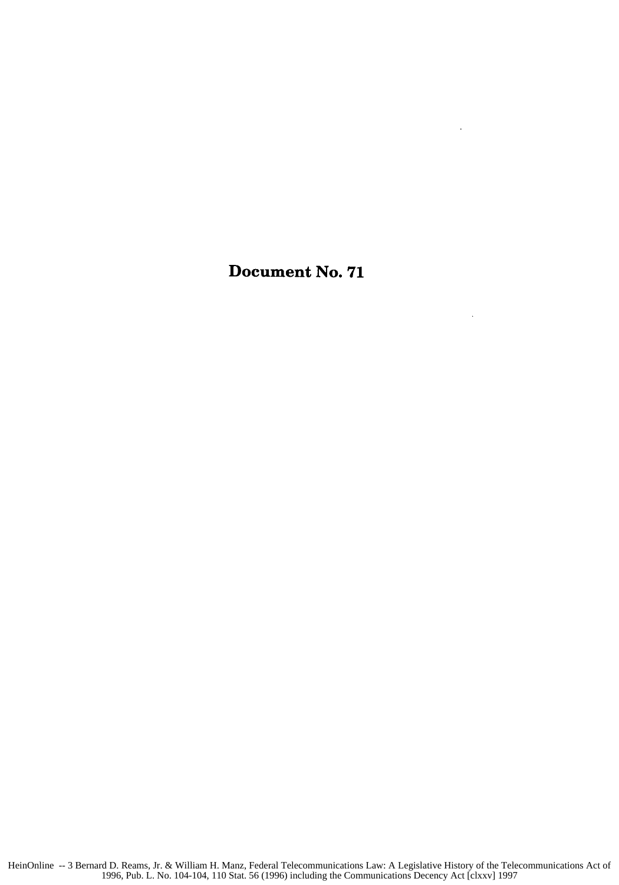# Document No. 71